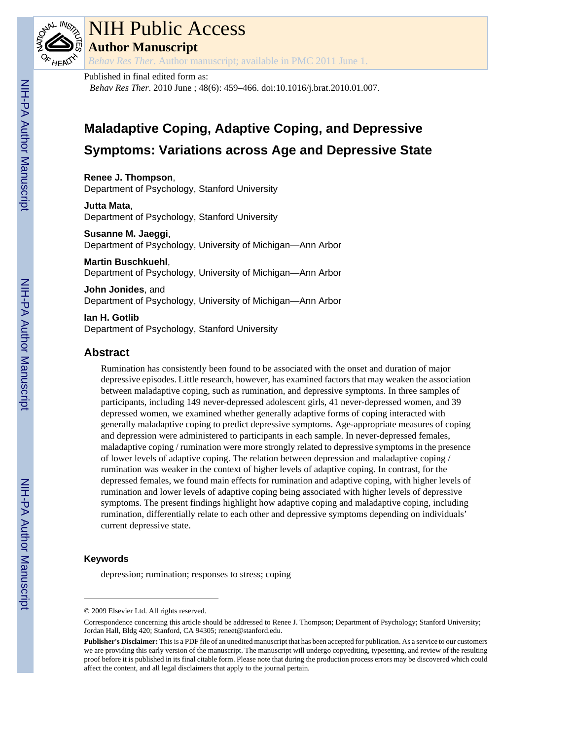# NIH Public Access

## Author Manuscript

*Behav Res Ther*. Author manuscript; available in PMC 2011 June 1.

Published in final edited form as:

*Behav Res Ther*. 2010 June ; 48(6): 459–466. doi:10.1016/j.brat.2010.01.007.

# Maladaptive Coping, Adaptive Coping, and Depressive Symptoms: Variations across Age and Depressive State

**Renee J. Thompson**,
Department of Psychology, Stanford University

**Jutta Mata**,
Department of Psychology, Stanford University

**Susanne M. Jaeggi**,
Department of Psychology, University of Michigan—Ann Arbor

**Martin Buschkuehl**,
Department of Psychology, University of Michigan—Ann Arbor

**John Jonides**, and
Department of Psychology, University of Michigan—Ann Arbor

**Ian H. Gotlib**
Department of Psychology, Stanford University

## Abstract

Rumination has consistently been found to be associated with the onset and duration of major depressive episodes. Little research, however, has examined factors that may weaken the association between maladaptive coping, such as rumination, and depressive symptoms. In three samples of participants, including 149 never-depressed adolescent girls, 41 never-depressed women, and 39 depressed women, we examined whether generally adaptive forms of coping interacted with generally maladaptive coping to predict depressive symptoms. Age-appropriate measures of coping and depression were administered to participants in each sample. In never-depressed females, maladaptive coping / rumination were more strongly related to depressive symptoms in the presence of lower levels of adaptive coping. The relation between depression and maladaptive coping / rumination was weaker in the context of higher levels of adaptive coping. In contrast, for the depressed females, we found main effects for rumination and adaptive coping, with higher levels of rumination and lower levels of adaptive coping being associated with higher levels of depressive symptoms. The present findings highlight how adaptive coping and maladaptive coping, including rumination, differentially relate to each other and depressive symptoms depending on individuals' current depressive state.

### Keywords

depression; rumination; responses to stress; coping

---

© 2009 Elsevier Ltd. All rights reserved.

Correspondence concerning this article should be addressed to Renee J. Thompson; Department of Psychology; Stanford University; Jordan Hall, Bldg 420; Stanford, CA 94305; reneet@stanford.edu.

**Publisher's Disclaimer:** This is a PDF file of an unedited manuscript that has been accepted for publication. As a service to our customers we are providing this early version of the manuscript. The manuscript will undergo copyediting, typesetting, and review of the resulting proof before it is published in its final citable form. Please note that during the production process errors may be discovered which could affect the content, and all legal disclaimers that apply to the journal pertain.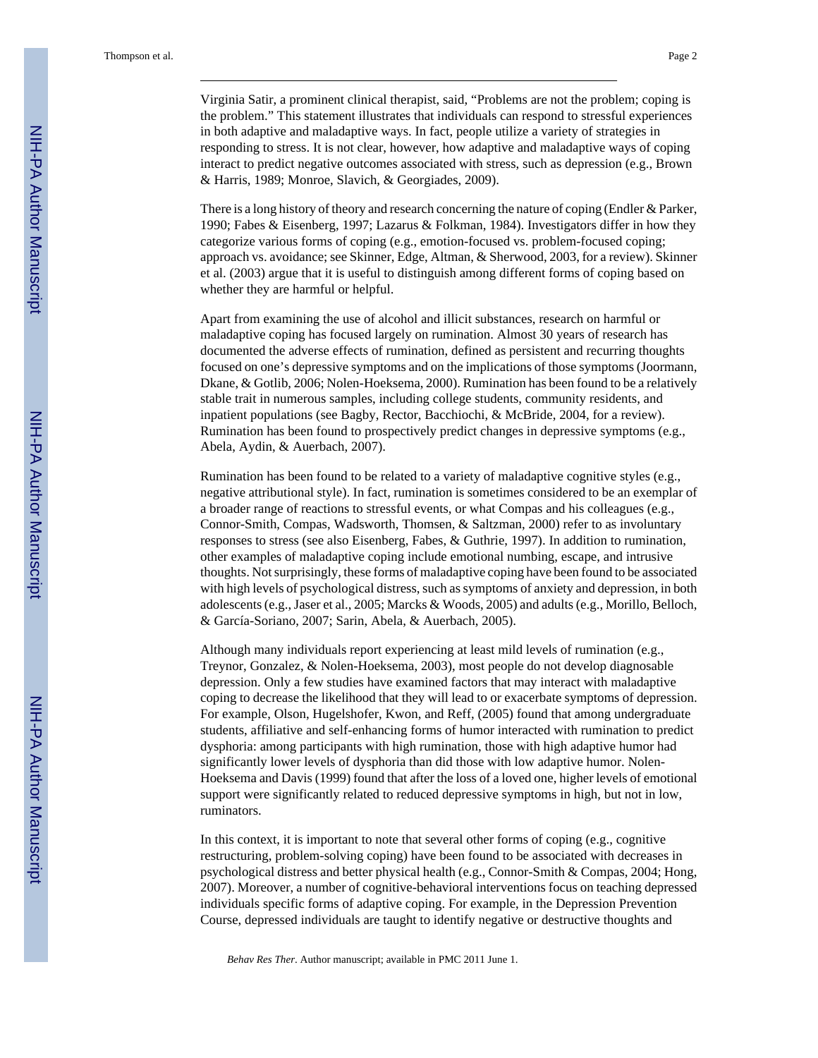Virginia Satir, a prominent clinical therapist, said, "Problems are not the problem; coping is the problem." This statement illustrates that individuals can respond to stressful experiences in both adaptive and maladaptive ways. In fact, people utilize a variety of strategies in responding to stress. It is not clear, however, how adaptive and maladaptive ways of coping interact to predict negative outcomes associated with stress, such as depression (e.g., Brown & Harris, 1989; Monroe, Slavich, & Georgiades, 2009).

There is a long history of theory and research concerning the nature of coping (Endler & Parker, 1990; Fabes & Eisenberg, 1997; Lazarus & Folkman, 1984). Investigators differ in how they categorize various forms of coping (e.g., emotion-focused vs. problem-focused coping; approach vs. avoidance; see Skinner, Edge, Altman, & Sherwood, 2003, for a review). Skinner et al. (2003) argue that it is useful to distinguish among different forms of coping based on whether they are harmful or helpful.

Apart from examining the use of alcohol and illicit substances, research on harmful or maladaptive coping has focused largely on rumination. Almost 30 years of research has documented the adverse effects of rumination, defined as persistent and recurring thoughts focused on one's depressive symptoms and on the implications of those symptoms (Joormann, Dkane, & Gotlib, 2006; Nolen-Hoeksema, 2000). Rumination has been found to be a relatively stable trait in numerous samples, including college students, community residents, and inpatient populations (see Bagby, Rector, Bacchiochi, & McBride, 2004, for a review). Rumination has been found to prospectively predict changes in depressive symptoms (e.g., Abela, Aydin, & Auerbach, 2007).

Rumination has been found to be related to a variety of maladaptive cognitive styles (e.g., negative attributional style). In fact, rumination is sometimes considered to be an exemplar of a broader range of reactions to stressful events, or what Compas and his colleagues (e.g., Connor-Smith, Compas, Wadsworth, Thomsen, & Saltzman, 2000) refer to as involuntary responses to stress (see also Eisenberg, Fabes, & Guthrie, 1997). In addition to rumination, other examples of maladaptive coping include emotional numbing, escape, and intrusive thoughts. Not surprisingly, these forms of maladaptive coping have been found to be associated with high levels of psychological distress, such as symptoms of anxiety and depression, in both adolescents (e.g., Jaser et al., 2005; Marcks & Woods, 2005) and adults (e.g., Morillo, Belloch, & García-Soriano, 2007; Sarin, Abela, & Auerbach, 2005).

Although many individuals report experiencing at least mild levels of rumination (e.g., Treynor, Gonzalez, & Nolen-Hoeksema, 2003), most people do not develop diagnosable depression. Only a few studies have examined factors that may interact with maladaptive coping to decrease the likelihood that they will lead to or exacerbate symptoms of depression. For example, Olson, Hugelshofer, Kwon, and Reff, (2005) found that among undergraduate students, affiliative and self-enhancing forms of humor interacted with rumination to predict dysphoria: among participants with high rumination, those with high adaptive humor had significantly lower levels of dysphoria than did those with low adaptive humor. Nolen-Hoeksema and Davis (1999) found that after the loss of a loved one, higher levels of emotional support were significantly related to reduced depressive symptoms in high, but not in low, ruminators.

In this context, it is important to note that several other forms of coping (e.g., cognitive restructuring, problem-solving coping) have been found to be associated with decreases in psychological distress and better physical health (e.g., Connor-Smith & Compas, 2004; Hong, 2007). Moreover, a number of cognitive-behavioral interventions focus on teaching depressed individuals specific forms of adaptive coping. For example, in the Depression Prevention Course, depressed individuals are taught to identify negative or destructive thoughts and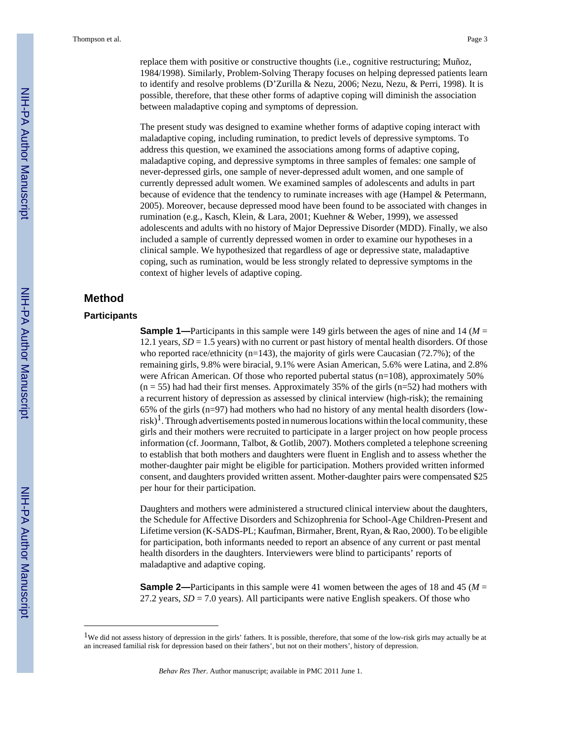replace them with positive or constructive thoughts (i.e., cognitive restructuring; Muñoz, 1984/1998). Similarly, Problem-Solving Therapy focuses on helping depressed patients learn to identify and resolve problems (D'Zurilla & Nezu, 2006; Nezu, Nezu, & Perri, 1998). It is possible, therefore, that these other forms of adaptive coping will diminish the association between maladaptive coping and symptoms of depression.

The present study was designed to examine whether forms of adaptive coping interact with maladaptive coping, including rumination, to predict levels of depressive symptoms. To address this question, we examined the associations among forms of adaptive coping, maladaptive coping, and depressive symptoms in three samples of females: one sample of never-depressed girls, one sample of never-depressed adult women, and one sample of currently depressed adult women. We examined samples of adolescents and adults in part because of evidence that the tendency to ruminate increases with age (Hampel & Petermann, 2005). Moreover, because depressed mood have been found to be associated with changes in rumination (e.g., Kasch, Klein, & Lara, 2001; Kuehner & Weber, 1999), we assessed adolescents and adults with no history of Major Depressive Disorder (MDD). Finally, we also included a sample of currently depressed women in order to examine our hypotheses in a clinical sample. We hypothesized that regardless of age or depressive state, maladaptive coping, such as rumination, would be less strongly related to depressive symptoms in the context of higher levels of adaptive coping.

## Method

### Participants

**Sample 1—**Participants in this sample were 149 girls between the ages of nine and 14 (*M* = 12.1 years, *SD* = 1.5 years) with no current or past history of mental health disorders. Of those who reported race/ethnicity (n=143), the majority of girls were Caucasian (72.7%); of the remaining girls, 9.8% were biracial, 9.1% were Asian American, 5.6% were Latina, and 2.8% were African American. Of those who reported pubertal status (n=108), approximately 50% (n = 55) had had their first menses. Approximately 35% of the girls (n=52) had mothers with a recurrent history of depression as assessed by clinical interview (high-risk); the remaining 65% of the girls (n=97) had mothers who had no history of any mental health disorders (low-risk)[1]. Through advertisements posted in numerous locations within the local community, these girls and their mothers were recruited to participate in a larger project on how people process information (cf. Joormann, Talbot, & Gotlib, 2007). Mothers completed a telephone screening to establish that both mothers and daughters were fluent in English and to assess whether the mother-daughter pair might be eligible for participation. Mothers provided written informed consent, and daughters provided written assent. Mother-daughter pairs were compensated $25 per hour for their participation.

Daughters and mothers were administered a structured clinical interview about the daughters, the Schedule for Affective Disorders and Schizophrenia for School-Age Children-Present and Lifetime version (K-SADS-PL; Kaufman, Birmaher, Brent, Ryan, & Rao, 2000). To be eligible for participation, both informants needed to report an absence of any current or past mental health disorders in the daughters. Interviewers were blind to participants' reports of maladaptive and adaptive coping.

**Sample 2—**Participants in this sample were 41 women between the ages of 18 and 45 (*M* = 27.2 years, *SD* = 7.0 years). All participants were native English speakers. Of those who

[1] We did not assess history of depression in the girls' fathers. It is possible, therefore, that some of the low-risk girls may actually be at an increased familial risk for depression based on their fathers', but not on their mothers', history of depression.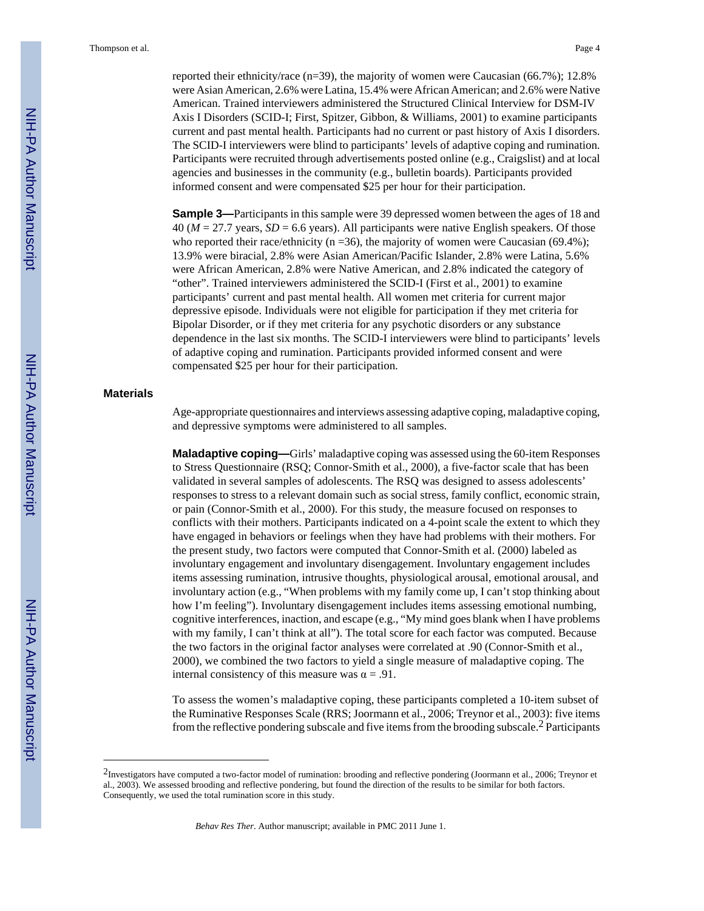reported their ethnicity/race (n=39), the majority of women were Caucasian (66.7%); 12.8% were Asian American, 2.6% were Latina, 15.4% were African American; and 2.6% were Native American. Trained interviewers administered the Structured Clinical Interview for DSM-IV Axis I Disorders (SCID-I; First, Spitzer, Gibbon, & Williams, 2001) to examine participants current and past mental health. Participants had no current or past history of Axis I disorders. The SCID-I interviewers were blind to participants' levels of adaptive coping and rumination. Participants were recruited through advertisements posted online (e.g., Craigslist) and at local agencies and businesses in the community (e.g., bulletin boards). Participants provided informed consent and were compensated $25 per hour for their participation.

**Sample 3—**Participants in this sample were 39 depressed women between the ages of 18 and 40 (*M* = 27.7 years, *SD* = 6.6 years). All participants were native English speakers. Of those who reported their race/ethnicity (n =36), the majority of women were Caucasian (69.4%); 13.9% were biracial, 2.8% were Asian American/Pacific Islander, 2.8% were Latina, 5.6% were African American, 2.8% were Native American, and 2.8% indicated the category of "other". Trained interviewers administered the SCID-I (First et al., 2001) to examine participants' current and past mental health. All women met criteria for current major depressive episode. Individuals were not eligible for participation if they met criteria for Bipolar Disorder, or if they met criteria for any psychotic disorders or any substance dependence in the last six months. The SCID-I interviewers were blind to participants' levels of adaptive coping and rumination. Participants provided informed consent and were compensated $25 per hour for their participation.

## Materials

Age-appropriate questionnaires and interviews assessing adaptive coping, maladaptive coping, and depressive symptoms were administered to all samples.

**Maladaptive coping—**Girls' maladaptive coping was assessed using the 60-item Responses to Stress Questionnaire (RSQ; Connor-Smith et al., 2000), a five-factor scale that has been validated in several samples of adolescents. The RSQ was designed to assess adolescents' responses to stress to a relevant domain such as social stress, family conflict, economic strain, or pain (Connor-Smith et al., 2000). For this study, the measure focused on responses to conflicts with their mothers. Participants indicated on a 4-point scale the extent to which they have engaged in behaviors or feelings when they have had problems with their mothers. For the present study, two factors were computed that Connor-Smith et al. (2000) labeled as involuntary engagement and involuntary disengagement. Involuntary engagement includes items assessing rumination, intrusive thoughts, physiological arousal, emotional arousal, and involuntary action (e.g., "When problems with my family come up, I can't stop thinking about how I'm feeling"). Involuntary disengagement includes items assessing emotional numbing, cognitive interferences, inaction, and escape (e.g., "My mind goes blank when I have problems with my family, I can't think at all"). The total score for each factor was computed. Because the two factors in the original factor analyses were correlated at .90 (Connor-Smith et al., 2000), we combined the two factors to yield a single measure of maladaptive coping. The internal consistency of this measure was $\alpha = .91$.

To assess the women's maladaptive coping, these participants completed a 10-item subset of the Ruminative Responses Scale (RRS; Joormann et al., 2006; Treynor et al., 2003): five items from the reflective pondering subscale and five items from the brooding subscale.[2] Participants

[2]Investigators have computed a two-factor model of rumination: brooding and reflective pondering (Joormann et al., 2006; Treynor et al., 2003). We assessed brooding and reflective pondering, but found the direction of the results to be similar for both factors. Consequently, we used the total rumination score in this study.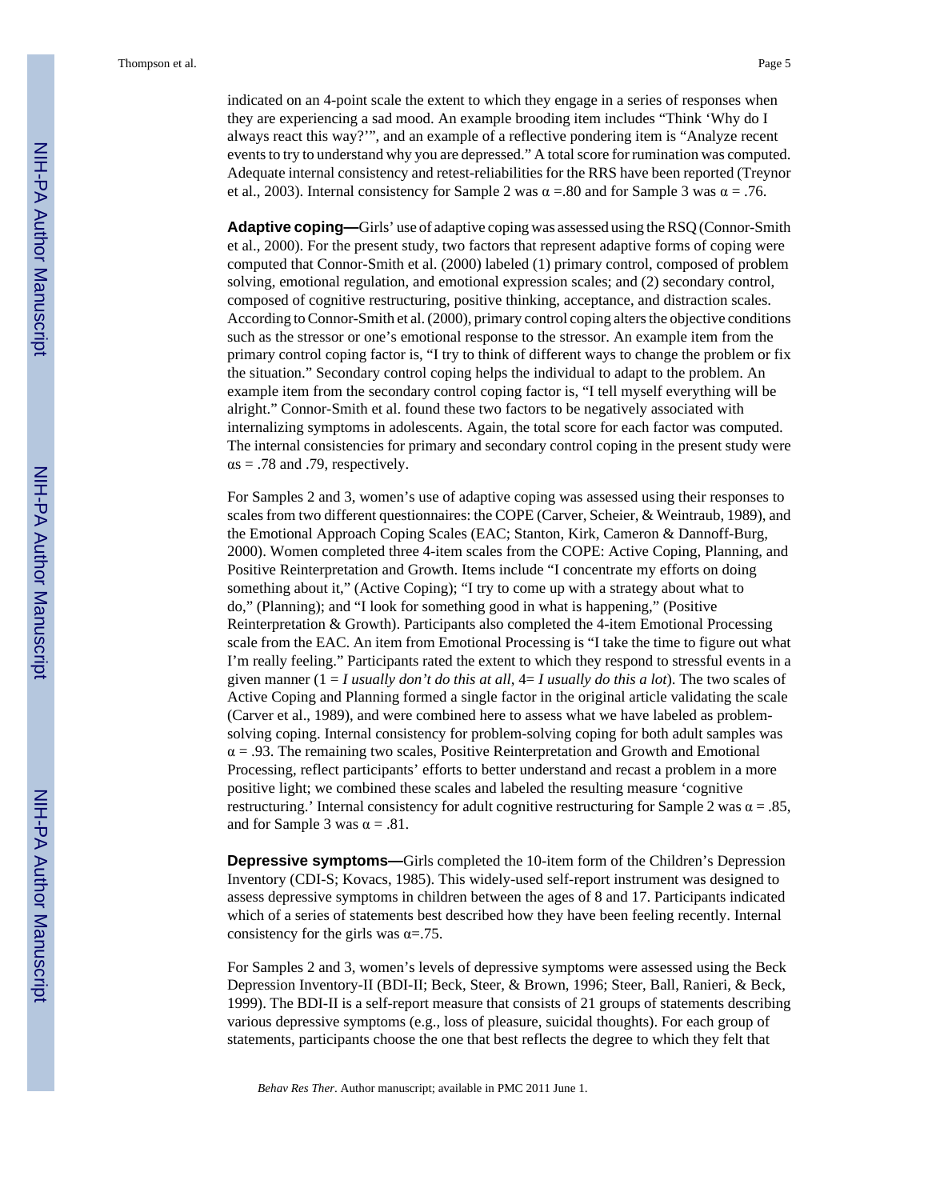indicated on an 4-point scale the extent to which they engage in a series of responses when they are experiencing a sad mood. An example brooding item includes "Think 'Why do I always react this way?'", and an example of a reflective pondering item is "Analyze recent events to try to understand why you are depressed." A total score for rumination was computed. Adequate internal consistency and retest-reliabilities for the RRS have been reported (Treynor et al., 2003). Internal consistency for Sample 2 was $\alpha$ =.80 and for Sample 3 was $\alpha$ = .76.

**Adaptive coping—**Girls' use of adaptive coping was assessed using the RSQ (Connor-Smith et al., 2000). For the present study, two factors that represent adaptive forms of coping were computed that Connor-Smith et al. (2000) labeled (1) primary control, composed of problem solving, emotional regulation, and emotional expression scales; and (2) secondary control, composed of cognitive restructuring, positive thinking, acceptance, and distraction scales. According to Connor-Smith et al. (2000), primary control coping alters the objective conditions such as the stressor or one's emotional response to the stressor. An example item from the primary control coping factor is, "I try to think of different ways to change the problem or fix the situation." Secondary control coping helps the individual to adapt to the problem. An example item from the secondary control coping factor is, "I tell myself everything will be alright." Connor-Smith et al. found these two factors to be negatively associated with internalizing symptoms in adolescents. Again, the total score for each factor was computed. The internal consistencies for primary and secondary control coping in the present study were $\alpha$s = .78 and .79, respectively.

For Samples 2 and 3, women's use of adaptive coping was assessed using their responses to scales from two different questionnaires: the COPE (Carver, Scheier, & Weintraub, 1989), and the Emotional Approach Coping Scales (EAC; Stanton, Kirk, Cameron & Dannoff-Burg, 2000). Women completed three 4-item scales from the COPE: Active Coping, Planning, and Positive Reinterpretation and Growth. Items include "I concentrate my efforts on doing something about it," (Active Coping); "I try to come up with a strategy about what to do," (Planning); and "I look for something good in what is happening," (Positive Reinterpretation & Growth). Participants also completed the 4-item Emotional Processing scale from the EAC. An item from Emotional Processing is "I take the time to figure out what I'm really feeling." Participants rated the extent to which they respond to stressful events in a given manner (1 = *I usually don't do this at all*, 4= *I usually do this a lot*). The two scales of Active Coping and Planning formed a single factor in the original article validating the scale (Carver et al., 1989), and were combined here to assess what we have labeled as problem-solving coping. Internal consistency for problem-solving coping for both adult samples was $\alpha$ = .93. The remaining two scales, Positive Reinterpretation and Growth and Emotional Processing, reflect participants' efforts to better understand and recast a problem in a more positive light; we combined these scales and labeled the resulting measure 'cognitive restructuring.' Internal consistency for adult cognitive restructuring for Sample 2 was $\alpha$ = .85, and for Sample 3 was $\alpha$ = .81.

**Depressive symptoms—**Girls completed the 10-item form of the Children's Depression Inventory (CDI-S; Kovacs, 1985). This widely-used self-report instrument was designed to assess depressive symptoms in children between the ages of 8 and 17. Participants indicated which of a series of statements best described how they have been feeling recently. Internal consistency for the girls was $\alpha$=.75.

For Samples 2 and 3, women's levels of depressive symptoms were assessed using the Beck Depression Inventory-II (BDI-II; Beck, Steer, & Brown, 1996; Steer, Ball, Ranieri, & Beck, 1999). The BDI-II is a self-report measure that consists of 21 groups of statements describing various depressive symptoms (e.g., loss of pleasure, suicidal thoughts). For each group of statements, participants choose the one that best reflects the degree to which they felt that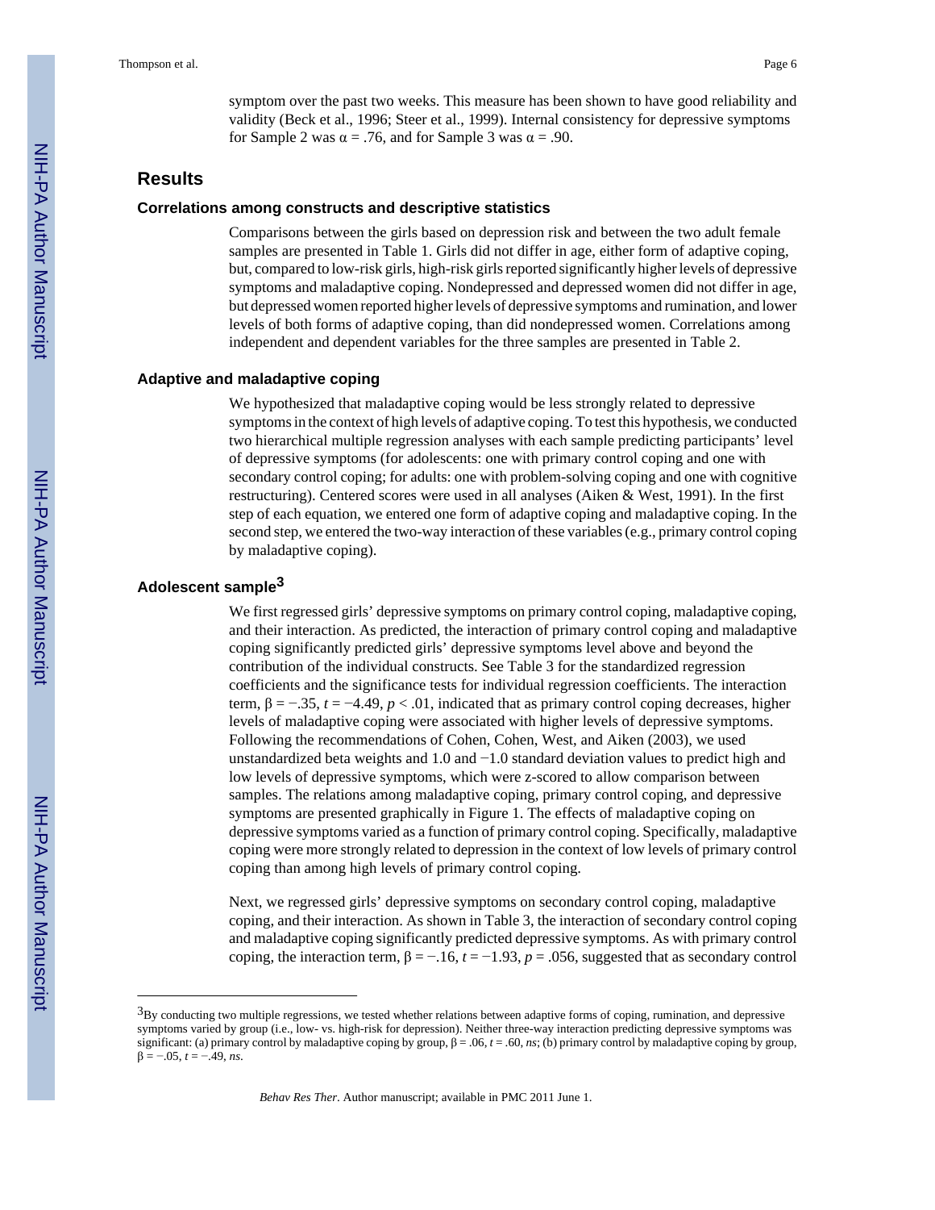symptom over the past two weeks. This measure has been shown to have good reliability and validity (Beck et al., 1996; Steer et al., 1999). Internal consistency for depressive symptoms for Sample 2 was $\alpha = .76$, and for Sample 3 was $\alpha = .90$.

## Results

### Correlations among constructs and descriptive statistics

Comparisons between the girls based on depression risk and between the two adult female samples are presented in Table 1. Girls did not differ in age, either form of adaptive coping, but, compared to low-risk girls, high-risk girls reported significantly higher levels of depressive symptoms and maladaptive coping. Nondepressed and depressed women did not differ in age, but depressed women reported higher levels of depressive symptoms and rumination, and lower levels of both forms of adaptive coping, than did nondepressed women. Correlations among independent and dependent variables for the three samples are presented in Table 2.

### Adaptive and maladaptive coping

We hypothesized that maladaptive coping would be less strongly related to depressive symptoms in the context of high levels of adaptive coping. To test this hypothesis, we conducted two hierarchical multiple regression analyses with each sample predicting participants' level of depressive symptoms (for adolescents: one with primary control coping and one with secondary control coping; for adults: one with problem-solving coping and one with cognitive restructuring). Centered scores were used in all analyses (Aiken & West, 1991). In the first step of each equation, we entered one form of adaptive coping and maladaptive coping. In the second step, we entered the two-way interaction of these variables (e.g., primary control coping by maladaptive coping).

### Adolescent sample[3]

We first regressed girls' depressive symptoms on primary control coping, maladaptive coping, and their interaction. As predicted, the interaction of primary control coping and maladaptive coping significantly predicted girls' depressive symptoms level above and beyond the contribution of the individual constructs. See Table 3 for the standardized regression coefficients and the significance tests for individual regression coefficients. The interaction term, $\beta = -.35$, $t = -4.49$, $p < .01$, indicated that as primary control coping decreases, higher levels of maladaptive coping were associated with higher levels of depressive symptoms. Following the recommendations of Cohen, Cohen, West, and Aiken (2003), we used unstandardized beta weights and 1.0 and −1.0 standard deviation values to predict high and low levels of depressive symptoms, which were z-scored to allow comparison between samples. The relations among maladaptive coping, primary control coping, and depressive symptoms are presented graphically in Figure 1. The effects of maladaptive coping on depressive symptoms varied as a function of primary control coping. Specifically, maladaptive coping were more strongly related to depression in the context of low levels of primary control coping than among high levels of primary control coping.

Next, we regressed girls' depressive symptoms on secondary control coping, maladaptive coping, and their interaction. As shown in Table 3, the interaction of secondary control coping and maladaptive coping significantly predicted depressive symptoms. As with primary control coping, the interaction term, $\beta = -.16$, $t = -1.93$, $p = .056$, suggested that as secondary control

---

[3]By conducting two multiple regressions, we tested whether relations between adaptive forms of coping, rumination, and depressive symptoms varied by group (i.e., low- vs. high-risk for depression). Neither three-way interaction predicting depressive symptoms was significant: (a) primary control by maladaptive coping by group, $\beta = .06$, $t = .60$, *ns*; (b) primary control by maladaptive coping by group, $\beta = -.05$, $t = -.49$, *ns*.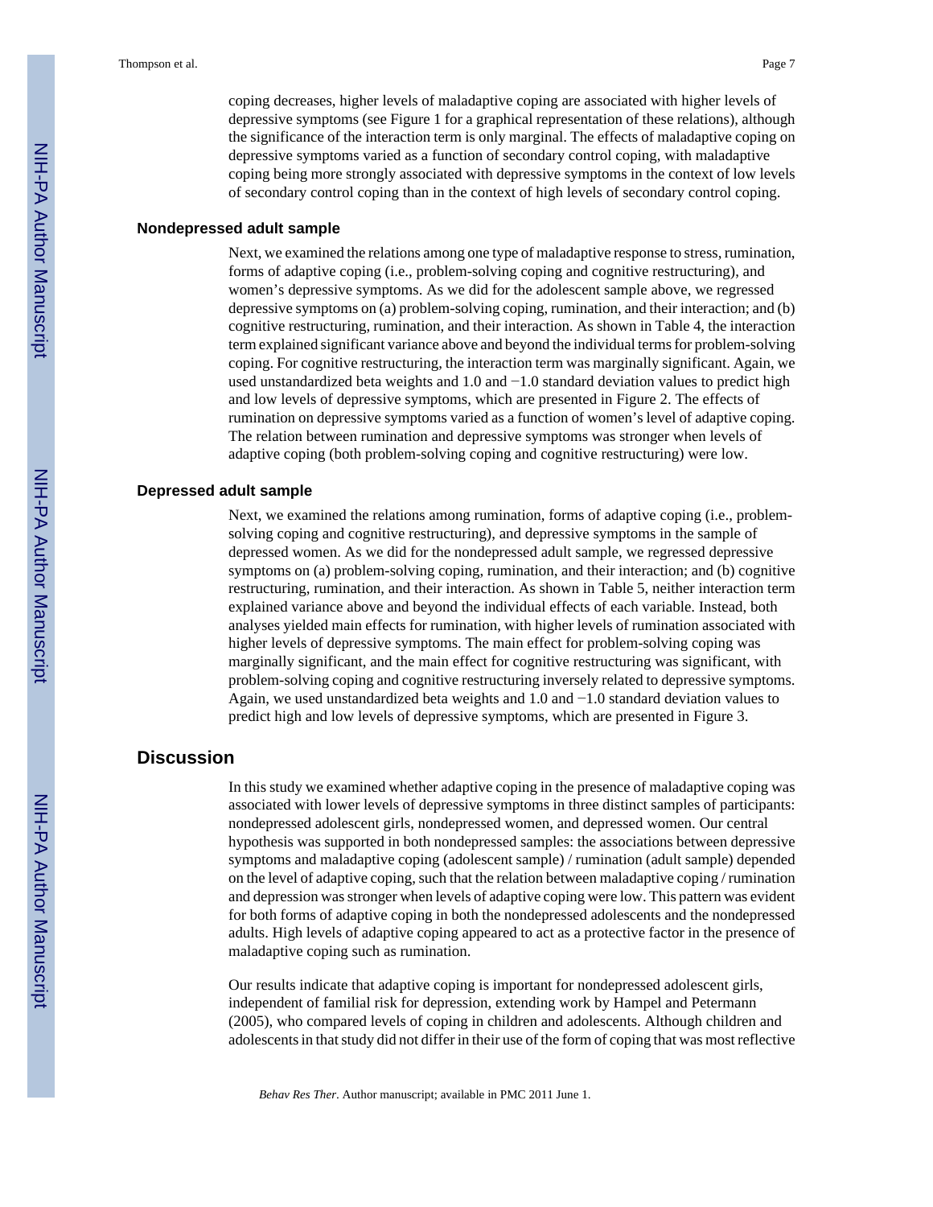coping decreases, higher levels of maladaptive coping are associated with higher levels of depressive symptoms (see Figure 1 for a graphical representation of these relations), although the significance of the interaction term is only marginal. The effects of maladaptive coping on depressive symptoms varied as a function of secondary control coping, with maladaptive coping being more strongly associated with depressive symptoms in the context of low levels of secondary control coping than in the context of high levels of secondary control coping.

### Nondepressed adult sample

Next, we examined the relations among one type of maladaptive response to stress, rumination, forms of adaptive coping (i.e., problem-solving coping and cognitive restructuring), and women's depressive symptoms. As we did for the adolescent sample above, we regressed depressive symptoms on (a) problem-solving coping, rumination, and their interaction; and (b) cognitive restructuring, rumination, and their interaction. As shown in Table 4, the interaction term explained significant variance above and beyond the individual terms for problem-solving coping. For cognitive restructuring, the interaction term was marginally significant. Again, we used unstandardized beta weights and 1.0 and −1.0 standard deviation values to predict high and low levels of depressive symptoms, which are presented in Figure 2. The effects of rumination on depressive symptoms varied as a function of women's level of adaptive coping. The relation between rumination and depressive symptoms was stronger when levels of adaptive coping (both problem-solving coping and cognitive restructuring) were low.

### Depressed adult sample

Next, we examined the relations among rumination, forms of adaptive coping (i.e., problem-solving coping and cognitive restructuring), and depressive symptoms in the sample of depressed women. As we did for the nondepressed adult sample, we regressed depressive symptoms on (a) problem-solving coping, rumination, and their interaction; and (b) cognitive restructuring, rumination, and their interaction. As shown in Table 5, neither interaction term explained variance above and beyond the individual effects of each variable. Instead, both analyses yielded main effects for rumination, with higher levels of rumination associated with higher levels of depressive symptoms. The main effect for problem-solving coping was marginally significant, and the main effect for cognitive restructuring was significant, with problem-solving coping and cognitive restructuring inversely related to depressive symptoms. Again, we used unstandardized beta weights and 1.0 and −1.0 standard deviation values to predict high and low levels of depressive symptoms, which are presented in Figure 3.

## Discussion

In this study we examined whether adaptive coping in the presence of maladaptive coping was associated with lower levels of depressive symptoms in three distinct samples of participants: nondepressed adolescent girls, nondepressed women, and depressed women. Our central hypothesis was supported in both nondepressed samples: the associations between depressive symptoms and maladaptive coping (adolescent sample) / rumination (adult sample) depended on the level of adaptive coping, such that the relation between maladaptive coping / rumination and depression was stronger when levels of adaptive coping were low. This pattern was evident for both forms of adaptive coping in both the nondepressed adolescents and the nondepressed adults. High levels of adaptive coping appeared to act as a protective factor in the presence of maladaptive coping such as rumination.

Our results indicate that adaptive coping is important for nondepressed adolescent girls, independent of familial risk for depression, extending work by Hampel and Petermann (2005), who compared levels of coping in children and adolescents. Although children and adolescents in that study did not differ in their use of the form of coping that was most reflective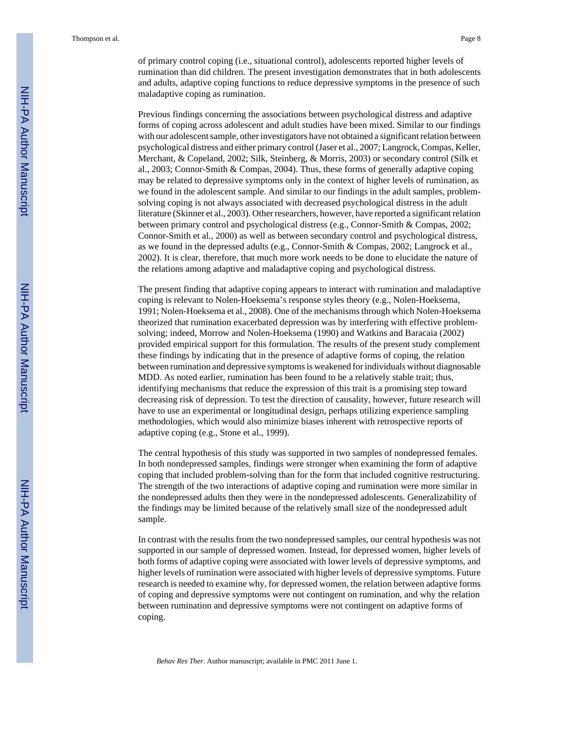of primary control coping (i.e., situational control), adolescents reported higher levels of rumination than did children. The present investigation demonstrates that in both adolescents and adults, adaptive coping functions to reduce depressive symptoms in the presence of such maladaptive coping as rumination.

Previous findings concerning the associations between psychological distress and adaptive forms of coping across adolescent and adult studies have been mixed. Similar to our findings with our adolescent sample, other investigators have not obtained a significant relation between psychological distress and either primary control (Jaser et al., 2007; Langrock, Compas, Keller, Merchant, & Copeland, 2002; Silk, Steinberg, & Morris, 2003) or secondary control (Silk et al., 2003; Connor-Smith & Compas, 2004). Thus, these forms of generally adaptive coping may be related to depressive symptoms only in the context of higher levels of rumination, as we found in the adolescent sample. And similar to our findings in the adult samples, problem-solving coping is not always associated with decreased psychological distress in the adult literature (Skinner et al., 2003). Other researchers, however, have reported a significant relation between primary control and psychological distress (e.g., Connor-Smith & Compas, 2002; Connor-Smith et al., 2000) as well as between secondary control and psychological distress, as we found in the depressed adults (e.g., Connor-Smith & Compas, 2002; Langrock et al., 2002). It is clear, therefore, that much more work needs to be done to elucidate the nature of the relations among adaptive and maladaptive coping and psychological distress.

The present finding that adaptive coping appears to interact with rumination and maladaptive coping is relevant to Nolen-Hoeksema's response styles theory (e.g., Nolen-Hoeksema, 1991; Nolen-Hoeksema et al., 2008). One of the mechanisms through which Nolen-Hoeksema theorized that rumination exacerbated depression was by interfering with effective problem-solving; indeed, Morrow and Nolen-Hoeksema (1990) and Watkins and Baracaia (2002) provided empirical support for this formulation. The results of the present study complement these findings by indicating that in the presence of adaptive forms of coping, the relation between rumination and depressive symptoms is weakened for individuals without diagnosable MDD. As noted earlier, rumination has been found to be a relatively stable trait; thus, identifying mechanisms that reduce the expression of this trait is a promising step toward decreasing risk of depression. To test the direction of causality, however, future research will have to use an experimental or longitudinal design, perhaps utilizing experience sampling methodologies, which would also minimize biases inherent with retrospective reports of adaptive coping (e.g., Stone et al., 1999).

The central hypothesis of this study was supported in two samples of nondepressed females. In both nondepressed samples, findings were stronger when examining the form of adaptive coping that included problem-solving than for the form that included cognitive restructuring. The strength of the two interactions of adaptive coping and rumination were more similar in the nondepressed adults then they were in the nondepressed adolescents. Generalizability of the findings may be limited because of the relatively small size of the nondepressed adult sample.

In contrast with the results from the two nondepressed samples, our central hypothesis was not supported in our sample of depressed women. Instead, for depressed women, higher levels of both forms of adaptive coping were associated with lower levels of depressive symptoms, and higher levels of rumination were associated with higher levels of depressive symptoms. Future research is needed to examine why, for depressed women, the relation between adaptive forms of coping and depressive symptoms were not contingent on rumination, and why the relation between rumination and depressive symptoms were not contingent on adaptive forms of coping.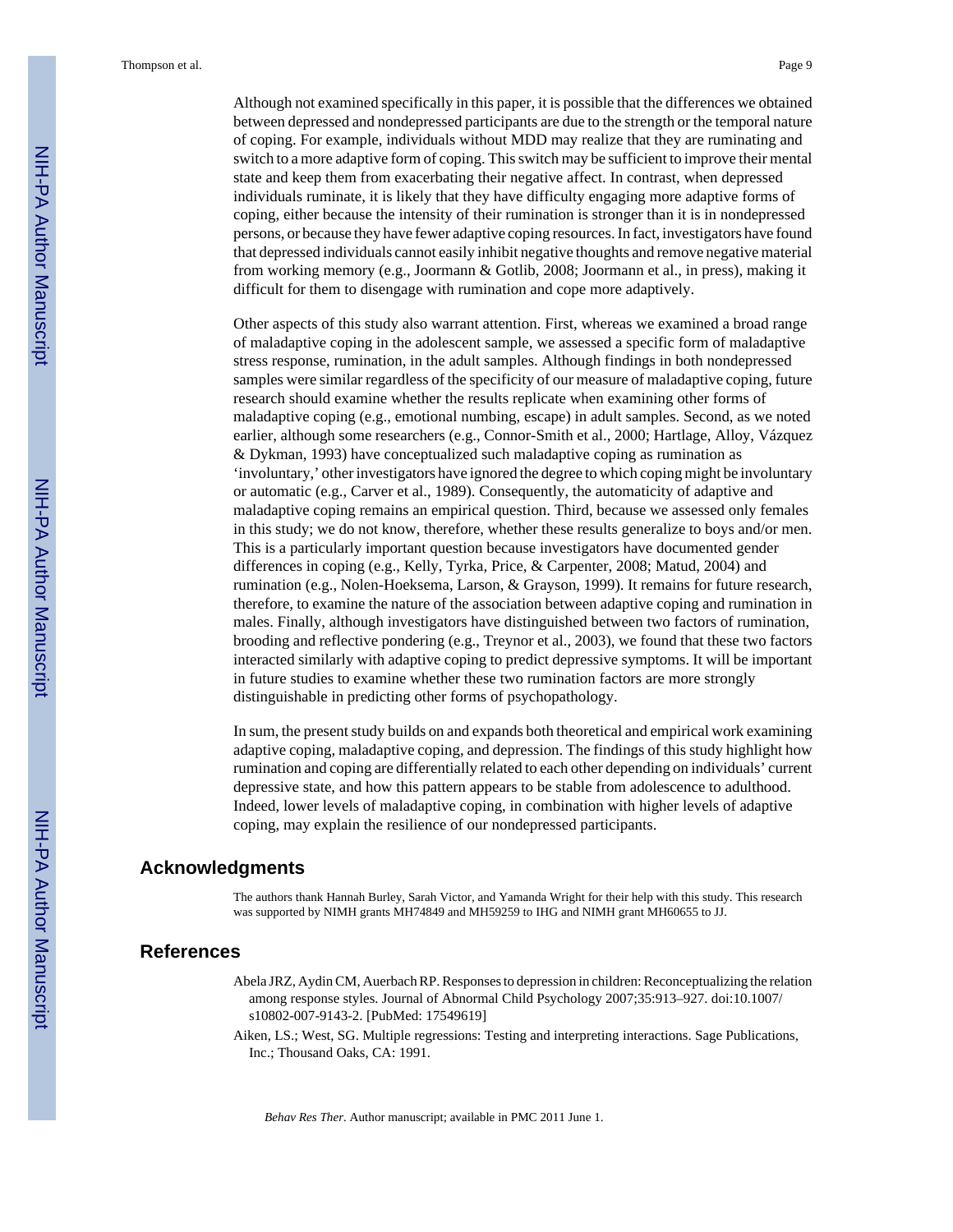Although not examined specifically in this paper, it is possible that the differences we obtained between depressed and nondepressed participants are due to the strength or the temporal nature of coping. For example, individuals without MDD may realize that they are ruminating and switch to a more adaptive form of coping. This switch may be sufficient to improve their mental state and keep them from exacerbating their negative affect. In contrast, when depressed individuals ruminate, it is likely that they have difficulty engaging more adaptive forms of coping, either because the intensity of their rumination is stronger than it is in nondepressed persons, or because they have fewer adaptive coping resources. In fact, investigators have found that depressed individuals cannot easily inhibit negative thoughts and remove negative material from working memory (e.g., Joormann & Gotlib, 2008; Joormann et al., in press), making it difficult for them to disengage with rumination and cope more adaptively.

Other aspects of this study also warrant attention. First, whereas we examined a broad range of maladaptive coping in the adolescent sample, we assessed a specific form of maladaptive stress response, rumination, in the adult samples. Although findings in both nondepressed samples were similar regardless of the specificity of our measure of maladaptive coping, future research should examine whether the results replicate when examining other forms of maladaptive coping (e.g., emotional numbing, escape) in adult samples. Second, as we noted earlier, although some researchers (e.g., Connor-Smith et al., 2000; Hartlage, Alloy, Vázquez & Dykman, 1993) have conceptualized such maladaptive coping as rumination as 'involuntary,' other investigators have ignored the degree to which coping might be involuntary or automatic (e.g., Carver et al., 1989). Consequently, the automaticity of adaptive and maladaptive coping remains an empirical question. Third, because we assessed only females in this study; we do not know, therefore, whether these results generalize to boys and/or men. This is a particularly important question because investigators have documented gender differences in coping (e.g., Kelly, Tyrka, Price, & Carpenter, 2008; Matud, 2004) and rumination (e.g., Nolen-Hoeksema, Larson, & Grayson, 1999). It remains for future research, therefore, to examine the nature of the association between adaptive coping and rumination in males. Finally, although investigators have distinguished between two factors of rumination, brooding and reflective pondering (e.g., Treynor et al., 2003), we found that these two factors interacted similarly with adaptive coping to predict depressive symptoms. It will be important in future studies to examine whether these two rumination factors are more strongly distinguishable in predicting other forms of psychopathology.

In sum, the present study builds on and expands both theoretical and empirical work examining adaptive coping, maladaptive coping, and depression. The findings of this study highlight how rumination and coping are differentially related to each other depending on individuals' current depressive state, and how this pattern appears to be stable from adolescence to adulthood. Indeed, lower levels of maladaptive coping, in combination with higher levels of adaptive coping, may explain the resilience of our nondepressed participants.

## Acknowledgments

The authors thank Hannah Burley, Sarah Victor, and Yamanda Wright for their help with this study. This research was supported by NIMH grants MH74849 and MH59259 to IHG and NIMH grant MH60655 to JJ.

## References

Abela JRZ, Aydin CM, Auerbach RP. Responses to depression in children: Reconceptualizing the relation among response styles. Journal of Abnormal Child Psychology 2007;35:913–927. doi:10.1007/s10802-007-9143-2. [PubMed: 17549619]

Aiken, LS.; West, SG. Multiple regressions: Testing and interpreting interactions. Sage Publications, Inc.; Thousand Oaks, CA: 1991.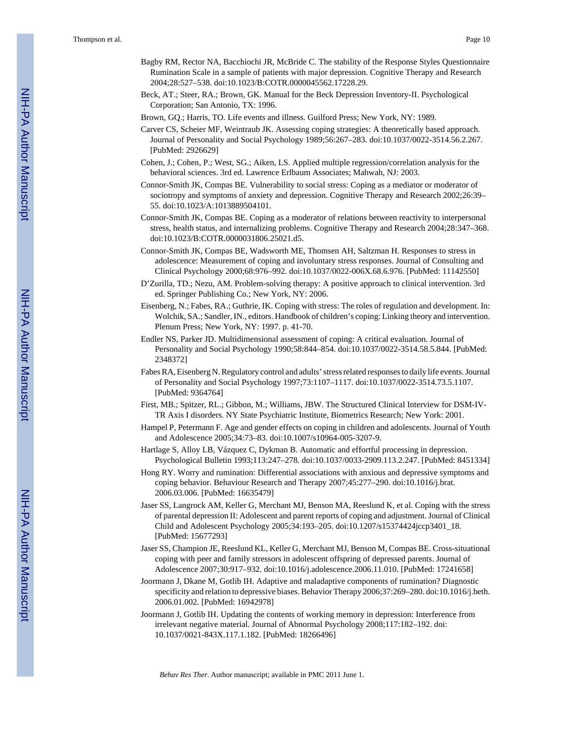Bagby RM, Rector NA, Bacchiochi JR, McBride C. The stability of the Response Styles Questionnaire Rumination Scale in a sample of patients with major depression. Cognitive Therapy and Research 2004;28:527–538. doi:10.1023/B:COTR.0000045562.17228.29.

Beck, AT.; Steer, RA.; Brown, GK. Manual for the Beck Depression Inventory-II. Psychological Corporation; San Antonio, TX: 1996.

Brown, GQ.; Harris, TO. Life events and illness. Guilford Press; New York, NY: 1989.

Carver CS, Scheier MF, Weintraub JK. Assessing coping strategies: A theoretically based approach. Journal of Personality and Social Psychology 1989;56:267–283. doi:10.1037/0022-3514.56.2.267. [PubMed: 2926629]

Cohen, J.; Cohen, P.; West, SG.; Aiken, LS. Applied multiple regression/correlation analysis for the behavioral sciences. 3rd ed. Lawrence Erlbaum Associates; Mahwah, NJ: 2003.

Connor-Smith JK, Compas BE. Vulnerability to social stress: Coping as a mediator or moderator of sociotropy and symptoms of anxiety and depression. Cognitive Therapy and Research 2002;26:39–55. doi:10.1023/A:1013889504101.

Connor-Smith JK, Compas BE. Coping as a moderator of relations between reactivity to interpersonal stress, health status, and internalizing problems. Cognitive Therapy and Research 2004;28:347–368. doi:10.1023/B:COTR.0000031806.25021.d5.

Connor-Smith JK, Compas BE, Wadsworth ME, Thomsen AH, Saltzman H. Responses to stress in adolescence: Measurement of coping and involuntary stress responses. Journal of Consulting and Clinical Psychology 2000;68:976–992. doi:10.1037/0022-006X.68.6.976. [PubMed: 11142550]

D'Zurilla, TD.; Nezu, AM. Problem-solving therapy: A positive approach to clinical intervention. 3rd ed. Springer Publishing Co.; New York, NY: 2006.

Eisenberg, N.; Fabes, RA.; Guthrie, IK. Coping with stress: The roles of regulation and development. In: Wolchik, SA.; Sandler, IN., editors. Handbook of children's coping: Linking theory and intervention. Plenum Press; New York, NY: 1997. p. 41-70.

Endler NS, Parker JD. Multidimensional assessment of coping: A critical evaluation. Journal of Personality and Social Psychology 1990;58:844–854. doi:10.1037/0022-3514.58.5.844. [PubMed: 2348372]

Fabes RA, Eisenberg N. Regulatory control and adults' stress related responses to daily life events. Journal of Personality and Social Psychology 1997;73:1107–1117. doi:10.1037/0022-3514.73.5.1107. [PubMed: 9364764]

First, MB.; Spitzer, RL.; Gibbon, M.; Williams, JBW. The Structured Clinical Interview for DSM-IV-TR Axis I disorders. NY State Psychiatric Institute, Biometrics Research; New York: 2001.

Hampel P, Petermann F. Age and gender effects on coping in children and adolescents. Journal of Youth and Adolescence 2005;34:73–83. doi:10.1007/s10964-005-3207-9.

Hartlage S, Alloy LB, Vázquez C, Dykman B. Automatic and effortful processing in depression. Psychological Bulletin 1993;113:247–278. doi:10.1037/0033-2909.113.2.247. [PubMed: 8451334]

Hong RY. Worry and rumination: Differential associations with anxious and depressive symptoms and coping behavior. Behaviour Research and Therapy 2007;45:277–290. doi:10.1016/j.brat.2006.03.006. [PubMed: 16635479]

Jaser SS, Langrock AM, Keller G, Merchant MJ, Benson MA, Reeslund K, et al. Coping with the stress of parental depression II: Adolescent and parent reports of coping and adjustment. Journal of Clinical Child and Adolescent Psychology 2005;34:193–205. doi:10.1207/s15374424jccp3401_18. [PubMed: 15677293]

Jaser SS, Champion JE, Reeslund KL, Keller G, Merchant MJ, Benson M, Compas BE. Cross-situational coping with peer and family stressors in adolescent offspring of depressed parents. Journal of Adolescence 2007;30:917–932. doi:10.1016/j.adolescence.2006.11.010. [PubMed: 17241658]

Joormann J, Dkane M, Gotlib IH. Adaptive and maladaptive components of rumination? Diagnostic specificity and relation to depressive biases. Behavior Therapy 2006;37:269–280. doi:10.1016/j.beth.2006.01.002. [PubMed: 16942978]

Joormann J, Gotlib IH. Updating the contents of working memory in depression: Interference from irrelevant negative material. Journal of Abnormal Psychology 2008;117:182–192. doi:10.1037/0021-843X.117.1.182. [PubMed: 18266496]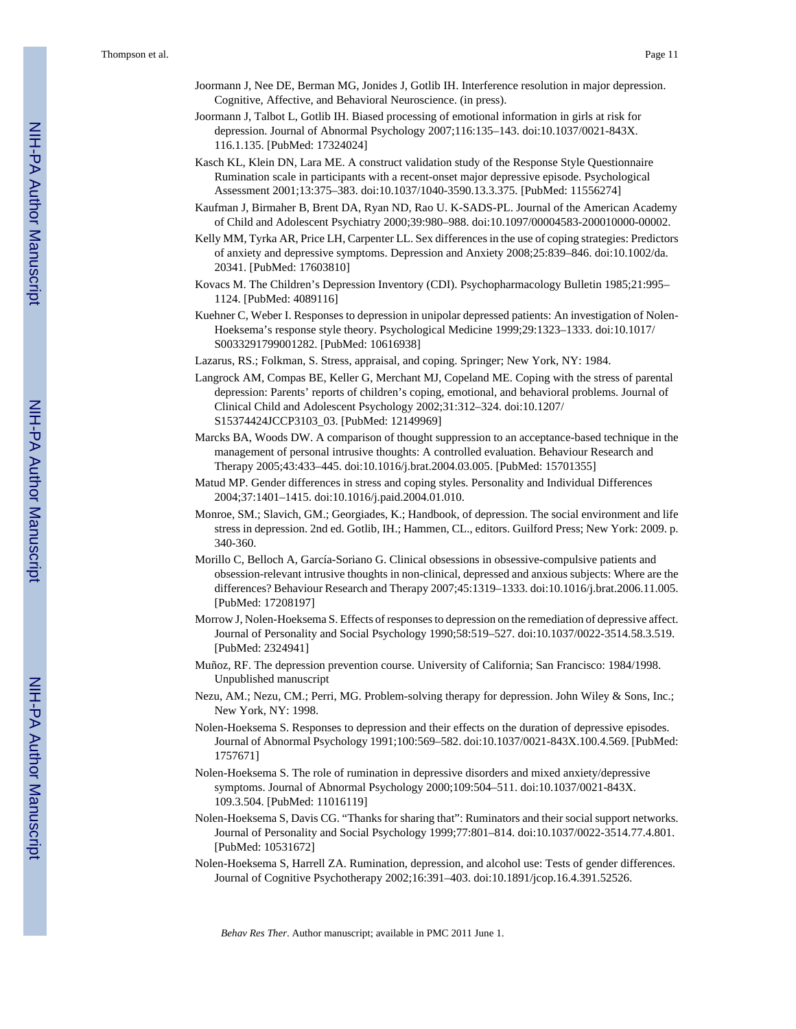Joormann J, Nee DE, Berman MG, Jonides J, Gotlib IH. Interference resolution in major depression. Cognitive, Affective, and Behavioral Neuroscience. (in press).

Joormann J, Talbot L, Gotlib IH. Biased processing of emotional information in girls at risk for depression. Journal of Abnormal Psychology 2007;116:135–143. doi:10.1037/0021-843X.116.1.135. [PubMed: 17324024]

Kasch KL, Klein DN, Lara ME. A construct validation study of the Response Style Questionnaire Rumination scale in participants with a recent-onset major depressive episode. Psychological Assessment 2001;13:375–383. doi:10.1037/1040-3590.13.3.375. [PubMed: 11556274]

Kaufman J, Birmaher B, Brent DA, Ryan ND, Rao U. K-SADS-PL. Journal of the American Academy of Child and Adolescent Psychiatry 2000;39:980–988. doi:10.1097/00004583-200010000-00002.

Kelly MM, Tyrka AR, Price LH, Carpenter LL. Sex differences in the use of coping strategies: Predictors of anxiety and depressive symptoms. Depression and Anxiety 2008;25:839–846. doi:10.1002/da.20341. [PubMed: 17603810]

Kovacs M. The Children's Depression Inventory (CDI). Psychopharmacology Bulletin 1985;21:995–1124. [PubMed: 4089116]

Kuehner C, Weber I. Responses to depression in unipolar depressed patients: An investigation of Nolen-Hoeksema's response style theory. Psychological Medicine 1999;29:1323–1333. doi:10.1017/S0033291799001282. [PubMed: 10616938]

Lazarus, RS.; Folkman, S. Stress, appraisal, and coping. Springer; New York, NY: 1984.

Langrock AM, Compas BE, Keller G, Merchant MJ, Copeland ME. Coping with the stress of parental depression: Parents' reports of children's coping, emotional, and behavioral problems. Journal of Clinical Child and Adolescent Psychology 2002;31:312–324. doi:10.1207/S15374424JCCP3103_03. [PubMed: 12149969]

Marcks BA, Woods DW. A comparison of thought suppression to an acceptance-based technique in the management of personal intrusive thoughts: A controlled evaluation. Behaviour Research and Therapy 2005;43:433–445. doi:10.1016/j.brat.2004.03.005. [PubMed: 15701355]

Matud MP. Gender differences in stress and coping styles. Personality and Individual Differences 2004;37:1401–1415. doi:10.1016/j.paid.2004.01.010.

Monroe, SM.; Slavich, GM.; Georgiades, K.; Handbook, of depression. The social environment and life stress in depression. 2nd ed. Gotlib, IH.; Hammen, CL., editors. Guilford Press; New York: 2009. p. 340-360.

Morillo C, Belloch A, García-Soriano G. Clinical obsessions in obsessive-compulsive patients and obsession-relevant intrusive thoughts in non-clinical, depressed and anxious subjects: Where are the differences? Behaviour Research and Therapy 2007;45:1319–1333. doi:10.1016/j.brat.2006.11.005. [PubMed: 17208197]

Morrow J, Nolen-Hoeksema S. Effects of responses to depression on the remediation of depressive affect. Journal of Personality and Social Psychology 1990;58:519–527. doi:10.1037/0022-3514.58.3.519. [PubMed: 2324941]

Muñoz, RF. The depression prevention course. University of California; San Francisco: 1984/1998. Unpublished manuscript

Nezu, AM.; Nezu, CM.; Perri, MG. Problem-solving therapy for depression. John Wiley & Sons, Inc.; New York, NY: 1998.

Nolen-Hoeksema S. Responses to depression and their effects on the duration of depressive episodes. Journal of Abnormal Psychology 1991;100:569–582. doi:10.1037/0021-843X.100.4.569. [PubMed: 1757671]

Nolen-Hoeksema S. The role of rumination in depressive disorders and mixed anxiety/depressive symptoms. Journal of Abnormal Psychology 2000;109:504–511. doi:10.1037/0021-843X.109.3.504. [PubMed: 11016119]

Nolen-Hoeksema S, Davis CG. "Thanks for sharing that": Ruminators and their social support networks. Journal of Personality and Social Psychology 1999;77:801–814. doi:10.1037/0022-3514.77.4.801. [PubMed: 10531672]

Nolen-Hoeksema S, Harrell ZA. Rumination, depression, and alcohol use: Tests of gender differences. Journal of Cognitive Psychotherapy 2002;16:391–403. doi:10.1891/jcop.16.4.391.52526.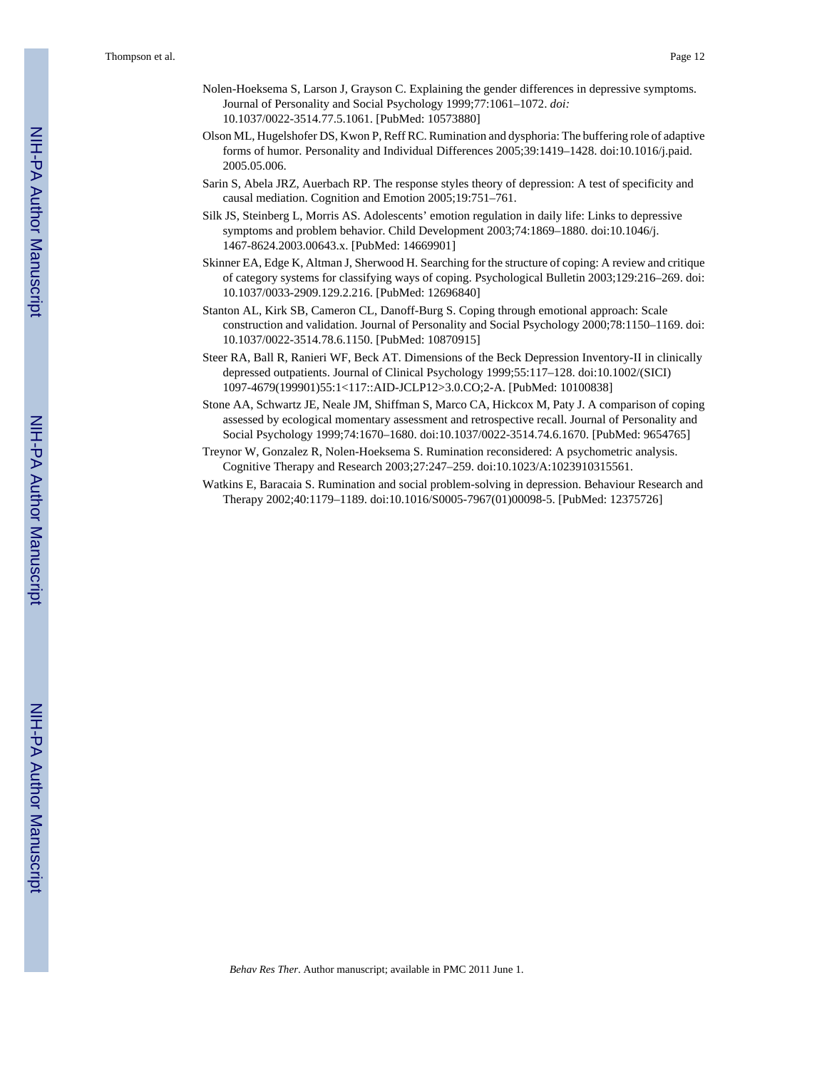Nolen-Hoeksema S, Larson J, Grayson C. Explaining the gender differences in depressive symptoms. Journal of Personality and Social Psychology 1999;77:1061–1072. *doi:* 10.1037/0022-3514.77.5.1061. [PubMed: 10573880]

Olson ML, Hugelshofer DS, Kwon P, Reff RC. Rumination and dysphoria: The buffering role of adaptive forms of humor. Personality and Individual Differences 2005;39:1419–1428. doi:10.1016/j.paid.2005.05.006.

Sarin S, Abela JRZ, Auerbach RP. The response styles theory of depression: A test of specificity and causal mediation. Cognition and Emotion 2005;19:751–761.

Silk JS, Steinberg L, Morris AS. Adolescents' emotion regulation in daily life: Links to depressive symptoms and problem behavior. Child Development 2003;74:1869–1880. doi:10.1046/j.1467-8624.2003.00643.x. [PubMed: 14669901]

Skinner EA, Edge K, Altman J, Sherwood H. Searching for the structure of coping: A review and critique of category systems for classifying ways of coping. Psychological Bulletin 2003;129:216–269. doi:10.1037/0033-2909.129.2.216. [PubMed: 12696840]

Stanton AL, Kirk SB, Cameron CL, Danoff-Burg S. Coping through emotional approach: Scale construction and validation. Journal of Personality and Social Psychology 2000;78:1150–1169. doi:10.1037/0022-3514.78.6.1150. [PubMed: 10870915]

Steer RA, Ball R, Ranieri WF, Beck AT. Dimensions of the Beck Depression Inventory-II in clinically depressed outpatients. Journal of Clinical Psychology 1999;55:117–128. doi:10.1002/(SICI)1097-4679(199901)55:1<117::AID-JCLP12>3.0.CO;2-A. [PubMed: 10100838]

Stone AA, Schwartz JE, Neale JM, Shiffman S, Marco CA, Hickcox M, Paty J. A comparison of coping assessed by ecological momentary assessment and retrospective recall. Journal of Personality and Social Psychology 1999;74:1670–1680. doi:10.1037/0022-3514.74.6.1670. [PubMed: 9654765]

Treynor W, Gonzalez R, Nolen-Hoeksema S. Rumination reconsidered: A psychometric analysis. Cognitive Therapy and Research 2003;27:247–259. doi:10.1023/A:1023910315561.

Watkins E, Baracaia S. Rumination and social problem-solving in depression. Behaviour Research and Therapy 2002;40:1179–1189. doi:10.1016/S0005-7967(01)00098-5. [PubMed: 12375726]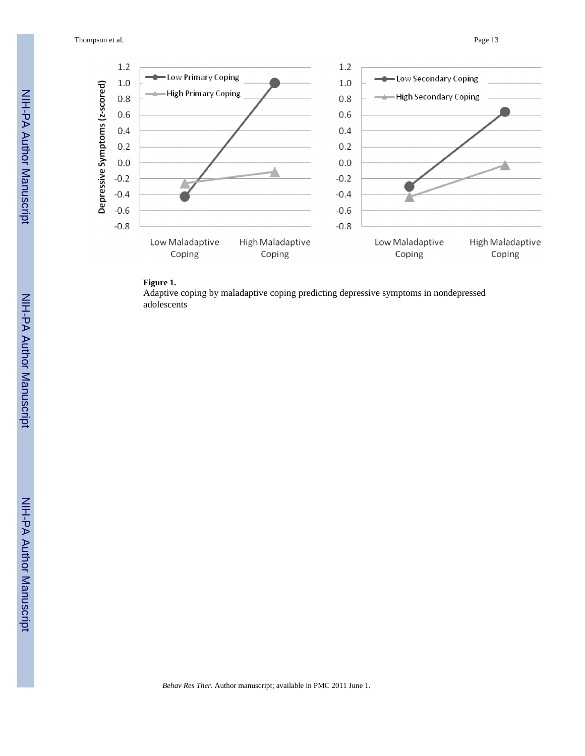**Figure 1.**

Adaptive coping by maladaptive coping predicting depressive symptoms in nondepressed adolescents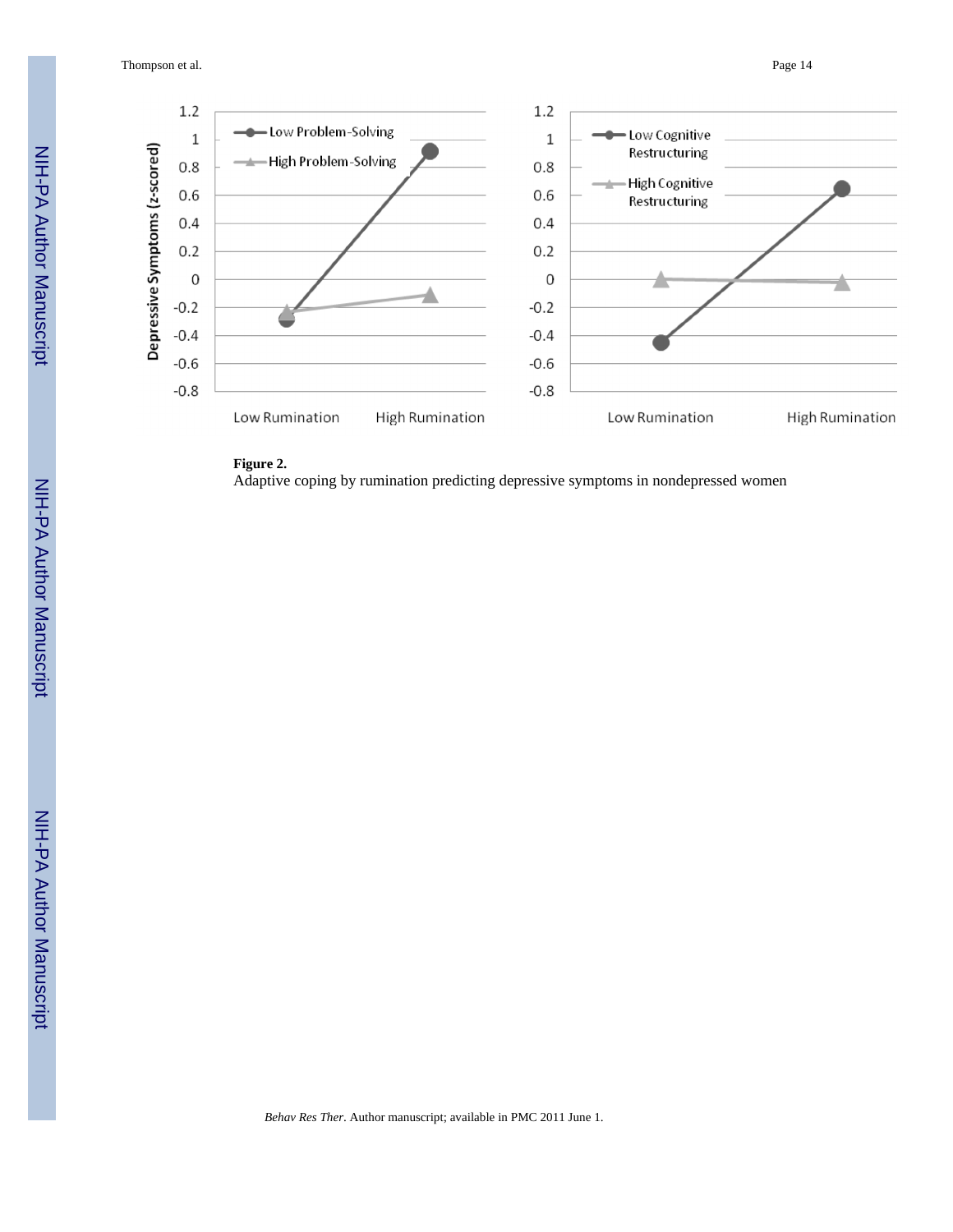**Figure 2.**

Adaptive coping by rumination predicting depressive symptoms in nondepressed women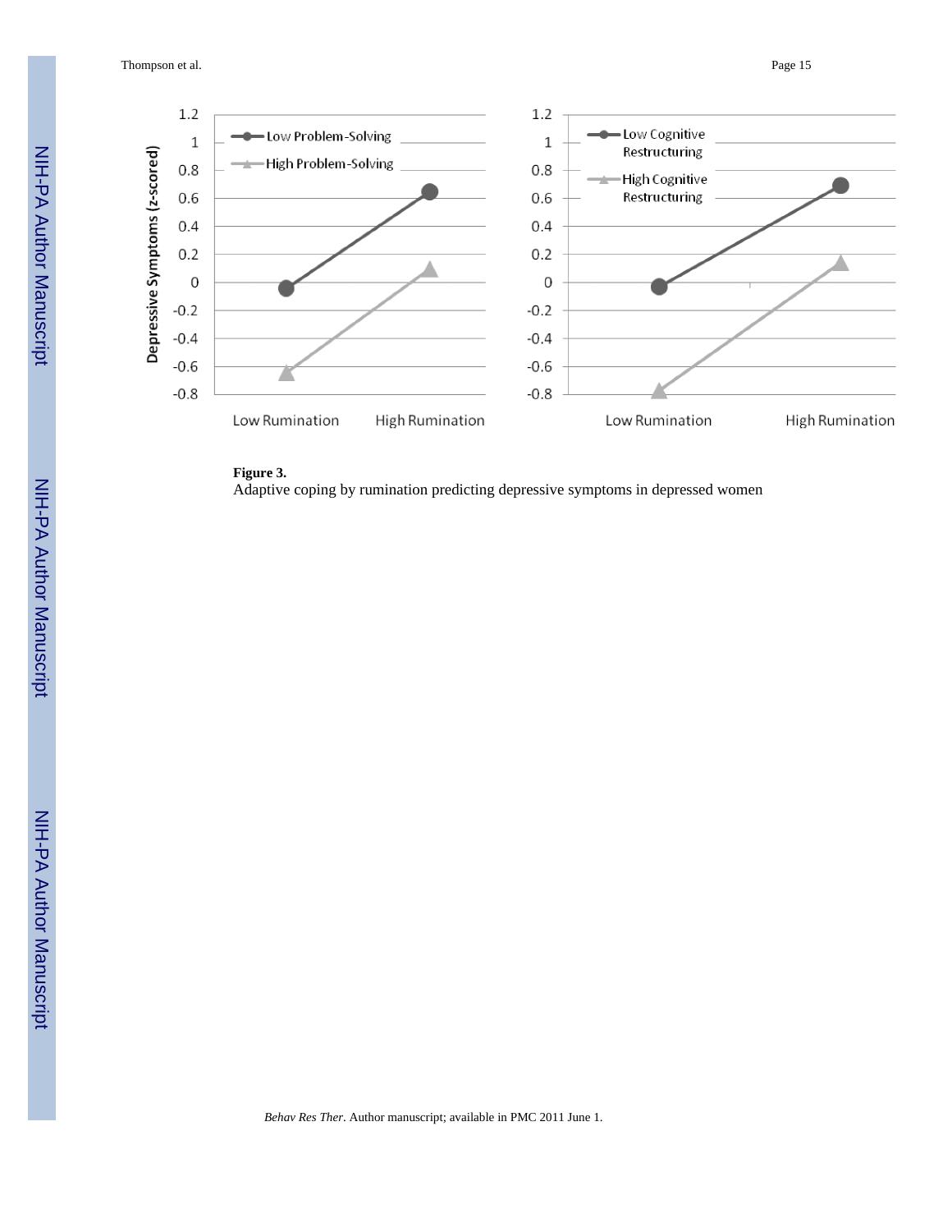**Figure 3.**

Adaptive coping by rumination predicting depressive symptoms in depressed women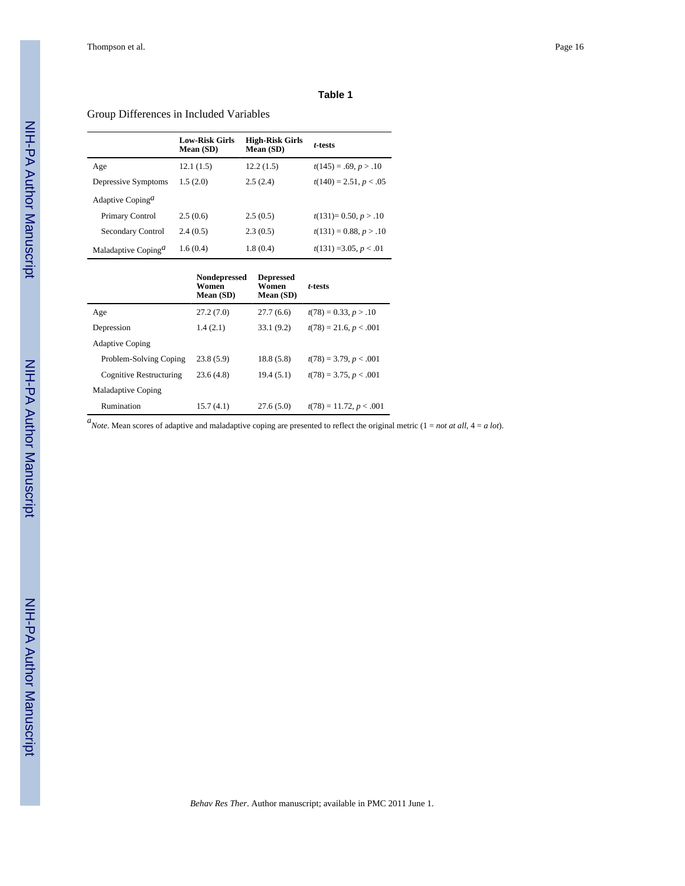**Table 1**

Group Differences in Included Variables

| | **Low-Risk Girls Mean (SD)** | **High-Risk Girls Mean (SD)** | ***t*-tests** |
|---|---|---|---|
| Age | 12.1 (1.5) | 12.2 (1.5) | $t(145) = .69$, $p > .10$ |
| Depressive Symptoms | 1.5 (2.0) | 2.5 (2.4) | $t(140) = 2.51$, $p < .05$ |
| Adaptive Coping[a] | | | |
| Primary Control | 2.5 (0.6) | 2.5 (0.5) | $t(131) = 0.50$, $p > .10$ |
| Secondary Control | 2.4 (0.5) | 2.3 (0.5) | $t(131) = 0.88$, $p > .10$ |
| Maladaptive Coping[a] | 1.6 (0.4) | 1.8 (0.4) | $t(131) = 3.05$, $p < .01$ |

| | **Nondepressed Women Mean (SD)** | **Depressed Women Mean (SD)** | ***t*-tests** |
|---|---|---|---|
| Age | 27.2 (7.0) | 27.7 (6.6) | $t(78) = 0.33$, $p > .10$ |
| Depression | 1.4 (2.1) | 33.1 (9.2) | $t(78) = 21.6$, $p < .001$ |
| Adaptive Coping | | | |
| Problem-Solving Coping | 23.8 (5.9) | 18.8 (5.8) | $t(78) = 3.79$, $p < .001$ |
| Cognitive Restructuring | 23.6 (4.8) | 19.4 (5.1) | $t(78) = 3.75$, $p < .001$ |
| Maladaptive Coping | | | |
| Rumination | 15.7 (4.1) | 27.6 (5.0) | $t(78) = 11.72$, $p < .001$ |

[a]*Note*. Mean scores of adaptive and maladaptive coping are presented to reflect the original metric (1 = *not at all*, 4 = *a lot*).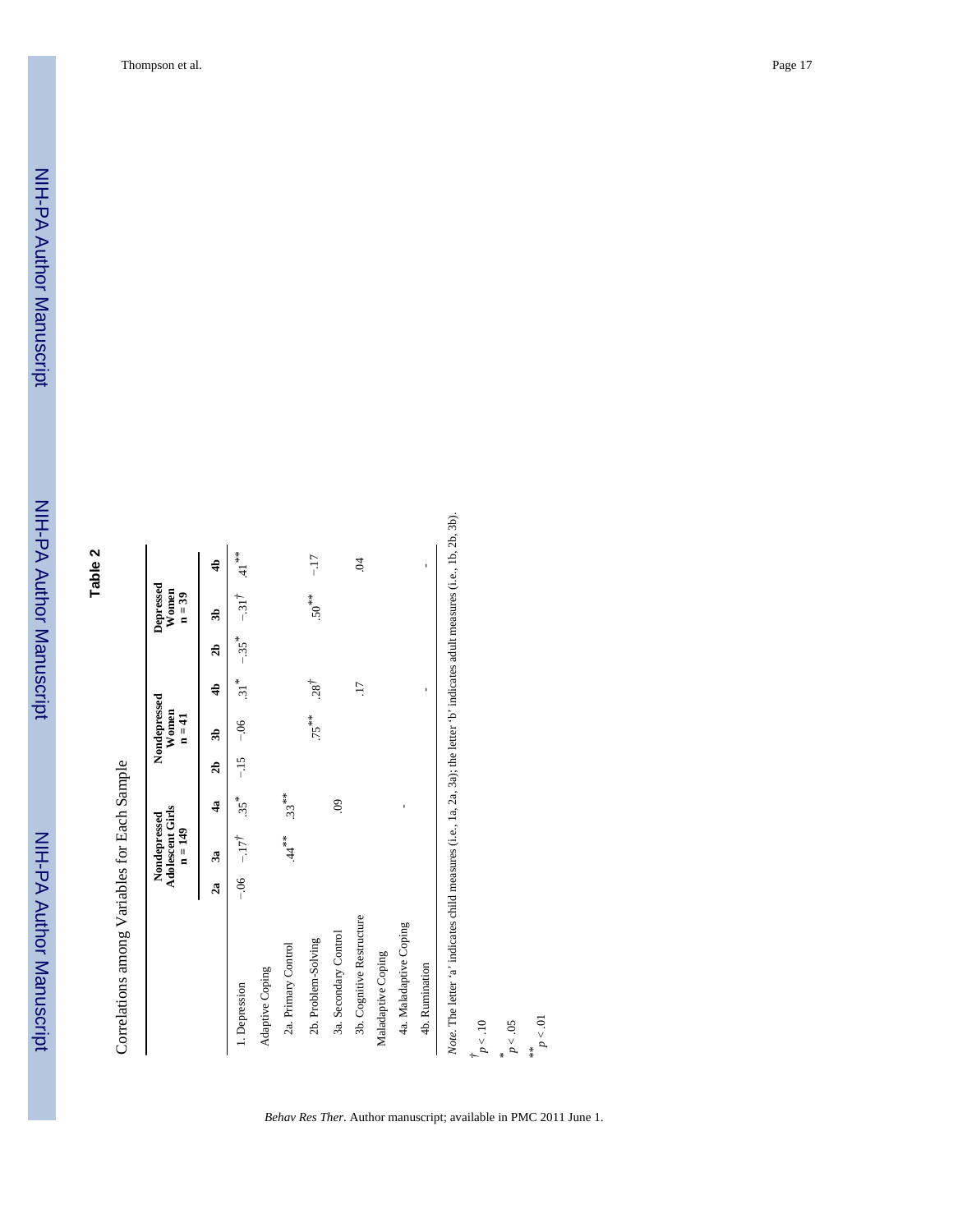**Table 2**

Correlations among Variables for Each Sample

| | Nondepressed Adolescent Girls n = 149 | | | Nondepressed Women n = 41 | | | Depressed Women n = 39 | | |
|---|---|---|---|---|---|---|---|---|---|
| | 2a | 3a | 4a | 2b | 3b | 4b | 2b | 3b | 4b |
| 1. Depression | −.06 | −.17† | .35* | −.15 | −.06 | .31* | −.35* | −.31† | .41** |
| Adaptive Coping | | | | | | | | | |
| 2a. Primary Control | | .44** | .33** | | | | | | |
| 2b. Problem-Solving | | | | | .75** | .28† | | .50** | −.17 |
| 3a. Secondary Control | | | .09 | | | | | | |
| 3b. Cognitive Restructure | | | | | | .17 | | | .04 |
| Maladaptive Coping | | | | | | | | | |
| 4a. Maladaptive Coping | | | - | | | | | | |
| 4b. Rumination | | | | | | - | | | - |

*Note*. The letter 'a' indicates child measures (i.e., 1a, 2a, 3a); the letter 'b' indicates adult measures (i.e., 1b, 2b, 3b).

† $p < .10$

\* $p < .05$

\*\* $p < .01$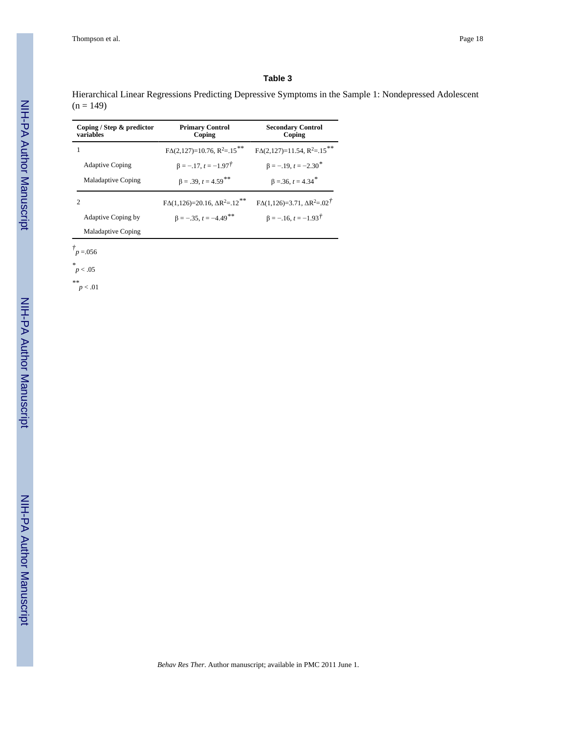**Table 3**

Hierarchical Linear Regressions Predicting Depressive Symptoms in the Sample 1: Nondepressed Adolescent (n = 149)

| Coping / Step & predictor variables | Primary Control Coping | Secondary Control Coping |
|---|---|---|
| 1 | $F\Delta(2,127)=10.76$, $R^2=.15$** | $F\Delta(2,127)=11.54$, $R^2=.15$** |
| Adaptive Coping | $\beta = -.17$, $t = -1.97$† | $\beta = -.19$, $t = -2.30$* |
| Maladaptive Coping | $\beta = .39$, $t = 4.59$** | $\beta = .36$, $t = 4.34$* |
| 2 | $F\Delta(1,126)=20.16$, $\Delta R^2=.12$** | $F\Delta(1,126)=3.71$, $\Delta R^2=.02$† |
| Adaptive Coping by Maladaptive Coping | $\beta = -.35$, $t = -4.49$** | $\beta = -.16$, $t = -1.93$† |

† $p = .056$

\* $p < .05$

\*\* $p < .01$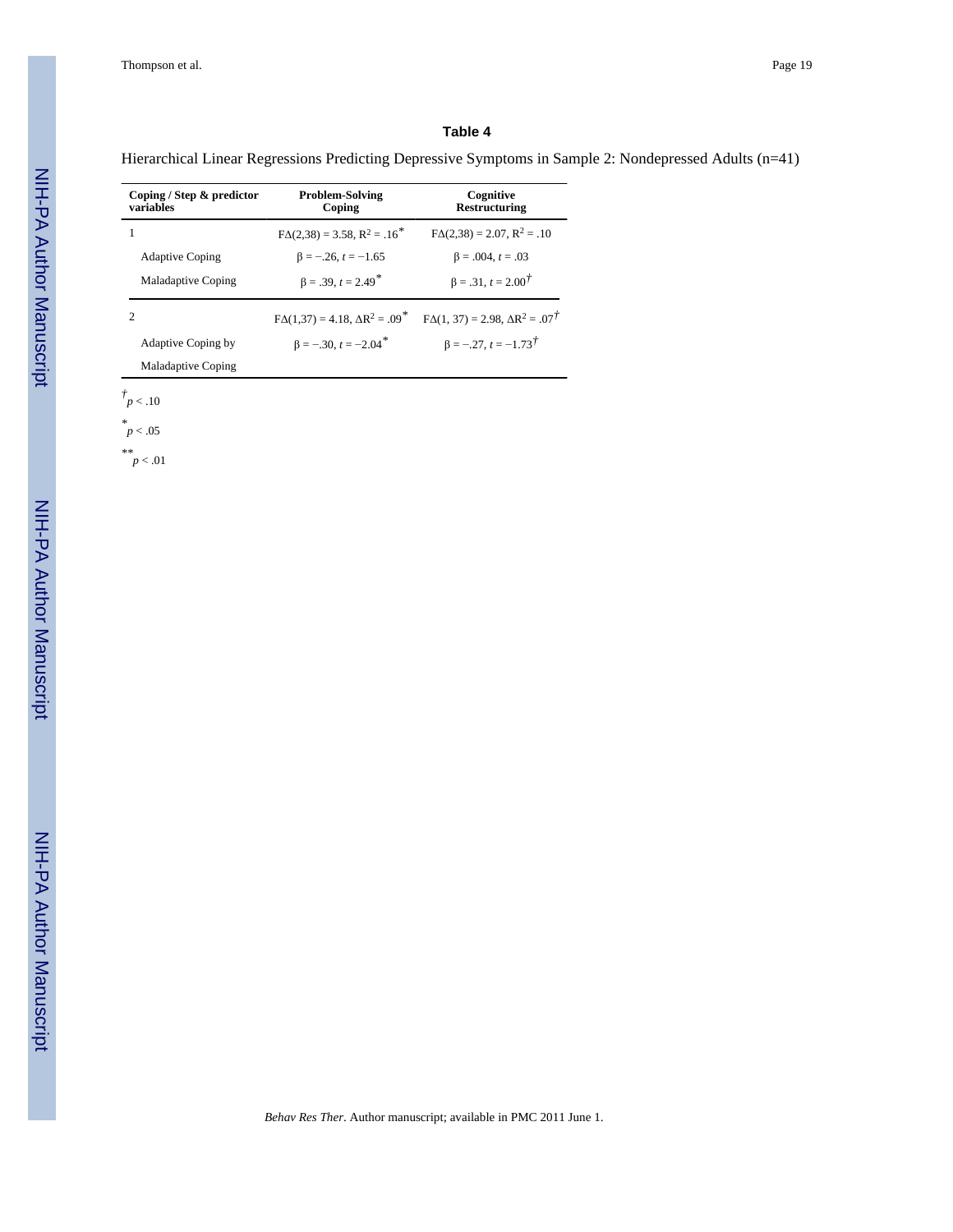**Table 4**

Hierarchical Linear Regressions Predicting Depressive Symptoms in Sample 2: Nondepressed Adults (n=41)

| Coping / Step & predictor variables | Problem-Solving Coping | Cognitive Restructuring |
|---|---|---|
| 1 | $F\Delta(2,38) = 3.58$, $R^2 = .16^{*}$ | $F\Delta(2,38) = 2.07$, $R^2 = .10$ |
| Adaptive Coping | $\beta = -.26$, $t = -1.65$ | $\beta = .004$, $t = .03$ |
| Maladaptive Coping | $\beta = .39$, $t = 2.49^{*}$ | $\beta = .31$, $t = 2.00^{\dagger}$ |
| 2 | $F\Delta(1,37) = 4.18$, $\Delta R^2 = .09^{*}$ | $F\Delta(1, 37) = 2.98$, $\Delta R^2 = .07^{\dagger}$ |
| Adaptive Coping by Maladaptive Coping | $\beta = -.30$, $t = -2.04^{*}$ | $\beta = -.27$, $t = -1.73^{\dagger}$ |

$^{\dagger}p < .10$

$^{*}p < .05$

$^{**}p < .01$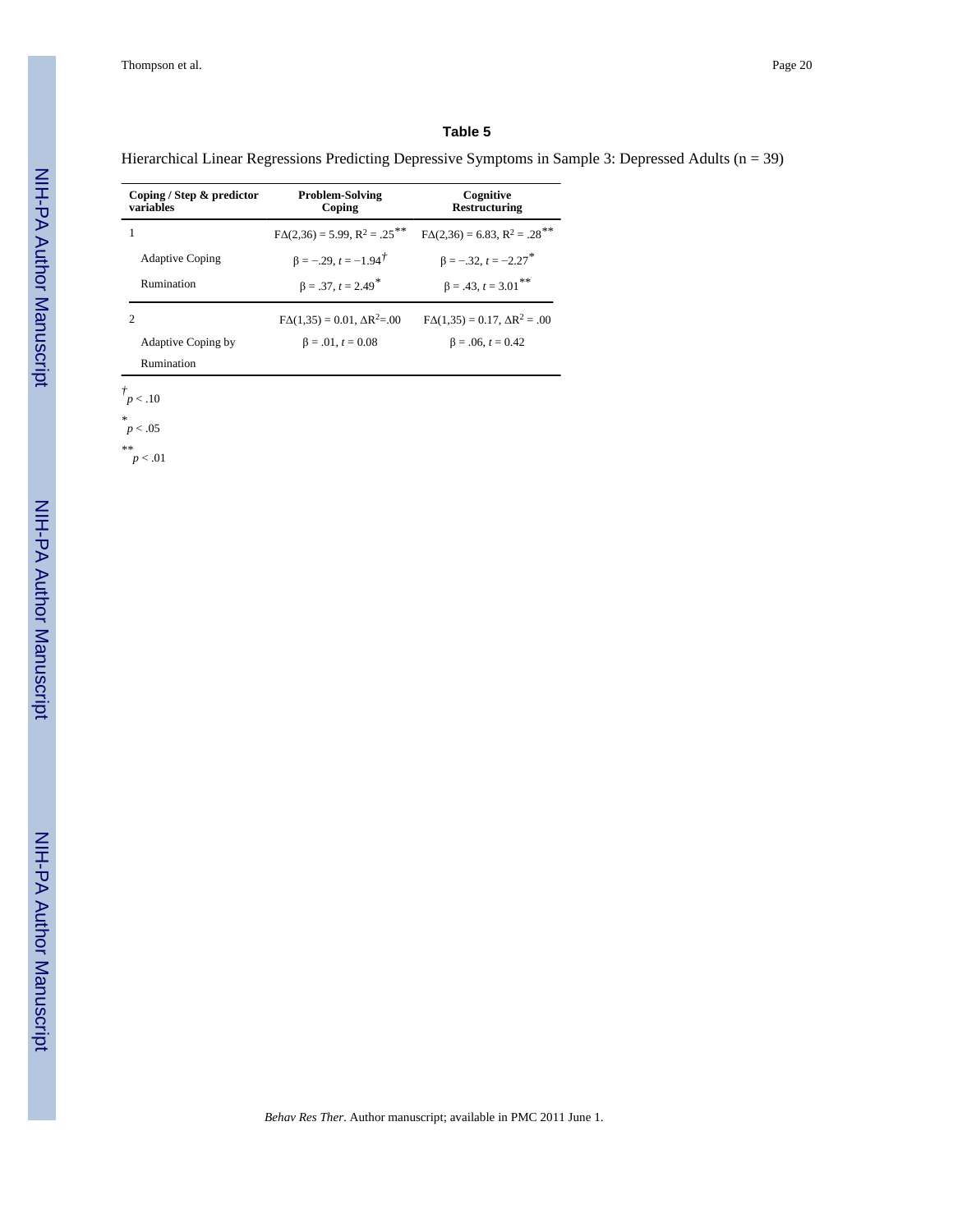**Table 5**

Hierarchical Linear Regressions Predicting Depressive Symptoms in Sample 3: Depressed Adults (n = 39)

| Coping / Step & predictor variables | Problem-Solving Coping | Cognitive Restructuring |
|---|---|---|
| 1 | $F\Delta(2,36) = 5.99$, $R^2 = .25^{**}$ | $F\Delta(2,36) = 6.83$, $R^2 = .28^{**}$ |
| Adaptive Coping | $\beta = -.29$, $t = -1.94^{\dagger}$ | $\beta = -.32$, $t = -2.27^{*}$ |
| Rumination | $\beta = .37$, $t = 2.49^{*}$ | $\beta = .43$, $t = 3.01^{**}$ |
| 2 | $F\Delta(1,35) = 0.01$, $\Delta R^2 = .00$ | $F\Delta(1,35) = 0.17$, $\Delta R^2 = .00$ |
| Adaptive Coping by Rumination | $\beta = .01$, $t = 0.08$ | $\beta = .06$, $t = 0.42$ |

$^{\dagger}p < .10$

$^{*}p < .05$

$^{**}p < .01$